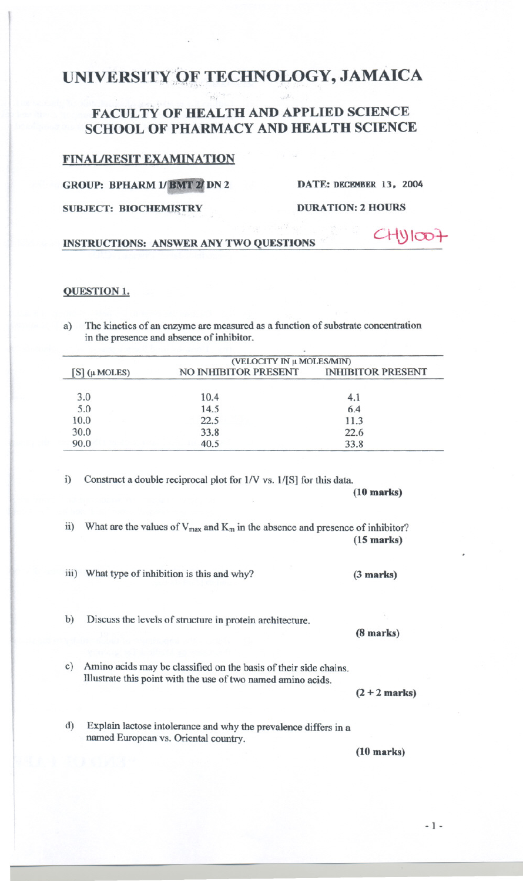# UNIVERSITY OF TECHNOLOGY, JAMAICA

## FACULTY OF HEALTH AND APPLIED SCIENCE
## SCHOOL OF PHARMACY AND HEALTH SCIENCE

**FINAL/RESIT EXAMINATION**

**GROUP: BPHARM 1/ BMT 2/ DN 2** **DATE: DECEMBER 13, 2004**

**SUBJECT: BIOCHEMISTRY** **DURATION: 2 HOURS**

CHY1007

**INSTRUCTIONS: ANSWER ANY TWO QUESTIONS**

**QUESTION 1.**

a) The kinetics of an enzyme are measured as a function of substrate concentration in the presence and absence of inhibitor.

| [S] (μ MOLES) | (VELOCITY IN μ MOLES/MIN) NO INHIBITOR PRESENT | INHIBITOR PRESENT |
|---|---|---|
| 3.0 | 10.4 | 4.1 |
| 5.0 | 14.5 | 6.4 |
| 10.0 | 22.5 | 11.3 |
| 30.0 | 33.8 | 22.6 |
| 90.0 | 40.5 | 33.8 |

i) Construct a double reciprocal plot for 1/V vs. 1/[S] for this data. **(10 marks)**

ii) What are the values of $V_{max}$ and $K_m$ in the absence and presence of inhibitor? **(15 marks)**

iii) What type of inhibition is this and why? **(3 marks)**

b) Discuss the levels of structure in protein architecture. **(8 marks)**

c) Amino acids may be classified on the basis of their side chains. Illustrate this point with the use of two named amino acids. **(2 + 2 marks)**

d) Explain lactose intolerance and why the prevalence differs in a named European vs. Oriental country. **(10 marks)**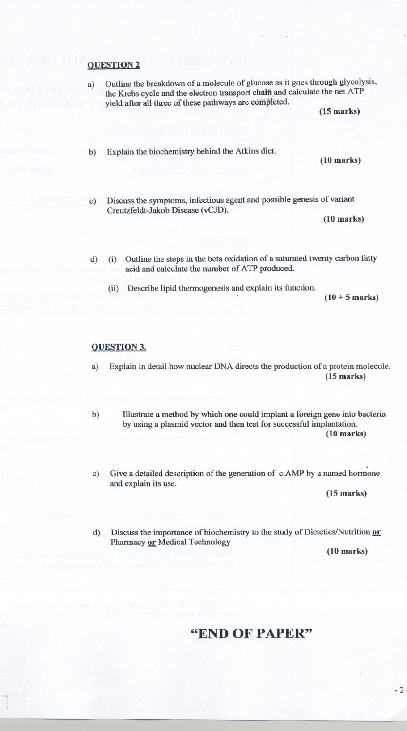## QUESTION 2

a) Outline the breakdown of a molecule of glucose as it goes through glycolysis, the Krebs cycle and the electron transport chain and calculate the net ATP yield after all three of these pathways are completed.

**(15 marks)**

b) Explain the biochemistry behind the Atkins diet.

**(10 marks)**

c) Discuss the symptoms, infectious agent and possible genesis of variant Creutzfeldt-Jakob Disease (vCJD).

**(10 marks)**

d) (i) Outline the steps in the beta oxidation of a saturated twenty carbon fatty acid and calculate the number of ATP produced.

(ii) Describe lipid thermogenesis and explain its function.

**(10 + 5 marks)**

## QUESTION 3.

a) Explain in detail how nuclear DNA directs the production of a protein molecule.

**(15 marks)**

b) Illustrate a method by which one could implant a foreign gene into bacteria by using a plasmid vector and then test for successful implantation.

**(10 marks)**

c) Give a detailed description of the generation of c.AMP by a named hormone and explain its use.

**(15 marks)**

d) Discuss the importance of biochemistry to the study of Dietetics/Nutrition <u>or</u> Pharmacy <u>or</u> Medical Technology

**(10 marks)**

**"END OF PAPER"**